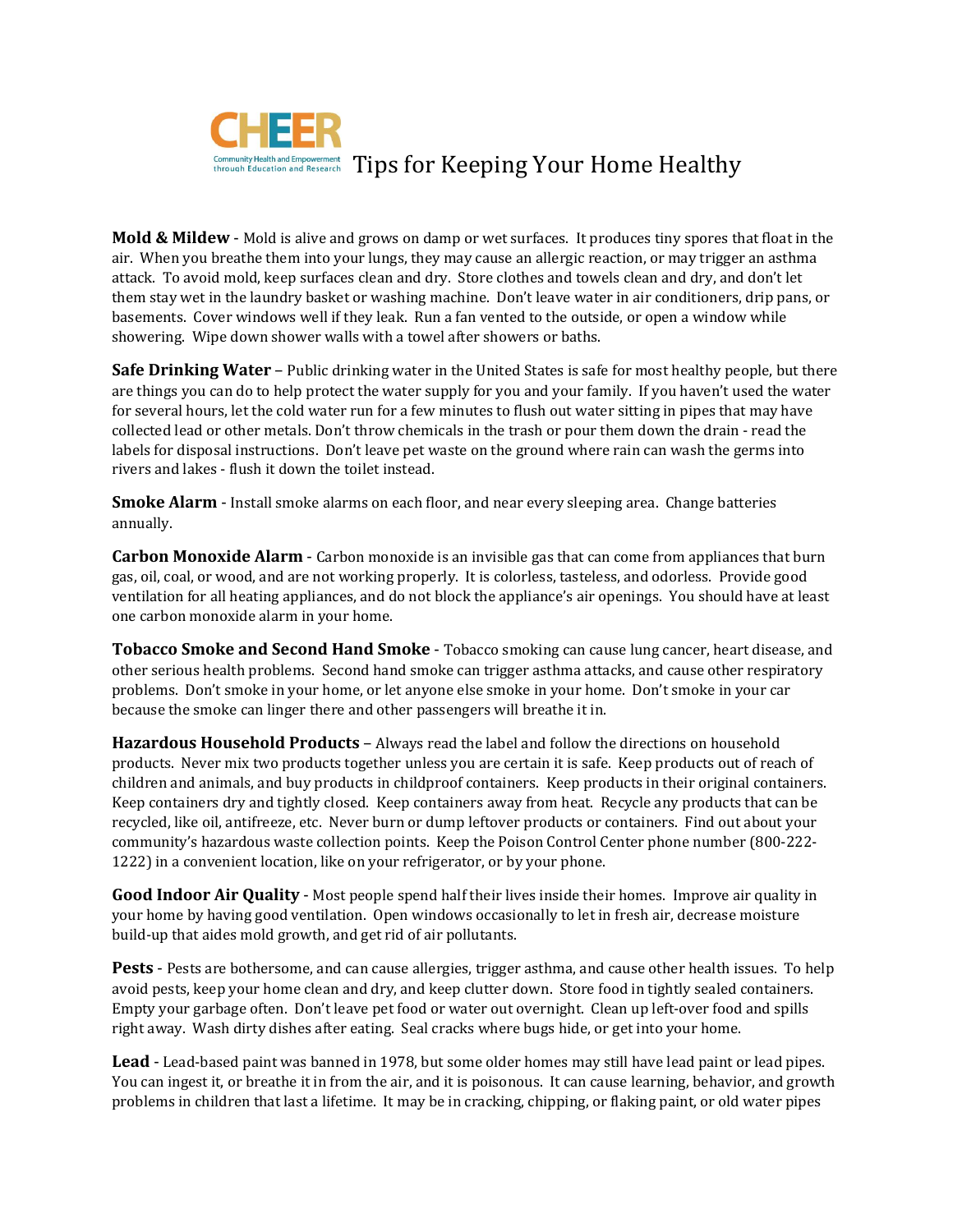# CHEER Tips for Keeping Your Home Healthy

Community Health and Empowerment through Education and Research

**Mold & Mildew** - Mold is alive and grows on damp or wet surfaces. It produces tiny spores that float in the air. When you breathe them into your lungs, they may cause an allergic reaction, or may trigger an asthma attack. To avoid mold, keep surfaces clean and dry. Store clothes and towels clean and dry, and don't let them stay wet in the laundry basket or washing machine. Don't leave water in air conditioners, drip pans, or basements. Cover windows well if they leak. Run a fan vented to the outside, or open a window while showering. Wipe down shower walls with a towel after showers or baths.

**Safe Drinking Water** – Public drinking water in the United States is safe for most healthy people, but there are things you can do to help protect the water supply for you and your family. If you haven't used the water for several hours, let the cold water run for a few minutes to flush out water sitting in pipes that may have collected lead or other metals. Don't throw chemicals in the trash or pour them down the drain - read the labels for disposal instructions. Don't leave pet waste on the ground where rain can wash the germs into rivers and lakes - flush it down the toilet instead.

**Smoke Alarm** - Install smoke alarms on each floor, and near every sleeping area. Change batteries annually.

**Carbon Monoxide Alarm** - Carbon monoxide is an invisible gas that can come from appliances that burn gas, oil, coal, or wood, and are not working properly. It is colorless, tasteless, and odorless. Provide good ventilation for all heating appliances, and do not block the appliance's air openings. You should have at least one carbon monoxide alarm in your home.

**Tobacco Smoke and Second Hand Smoke** - Tobacco smoking can cause lung cancer, heart disease, and other serious health problems. Second hand smoke can trigger asthma attacks, and cause other respiratory problems. Don't smoke in your home, or let anyone else smoke in your home. Don't smoke in your car because the smoke can linger there and other passengers will breathe it in.

**Hazardous Household Products** – Always read the label and follow the directions on household products. Never mix two products together unless you are certain it is safe. Keep products out of reach of children and animals, and buy products in childproof containers. Keep products in their original containers. Keep containers dry and tightly closed. Keep containers away from heat. Recycle any products that can be recycled, like oil, antifreeze, etc. Never burn or dump leftover products or containers. Find out about your community's hazardous waste collection points. Keep the Poison Control Center phone number (800-222-1222) in a convenient location, like on your refrigerator, or by your phone.

**Good Indoor Air Quality** - Most people spend half their lives inside their homes. Improve air quality in your home by having good ventilation. Open windows occasionally to let in fresh air, decrease moisture build-up that aides mold growth, and get rid of air pollutants.

**Pests** - Pests are bothersome, and can cause allergies, trigger asthma, and cause other health issues. To help avoid pests, keep your home clean and dry, and keep clutter down. Store food in tightly sealed containers. Empty your garbage often. Don't leave pet food or water out overnight. Clean up left-over food and spills right away. Wash dirty dishes after eating. Seal cracks where bugs hide, or get into your home.

**Lead** - Lead-based paint was banned in 1978, but some older homes may still have lead paint or lead pipes. You can ingest it, or breathe it in from the air, and it is poisonous. It can cause learning, behavior, and growth problems in children that last a lifetime. It may be in cracking, chipping, or flaking paint, or old water pipes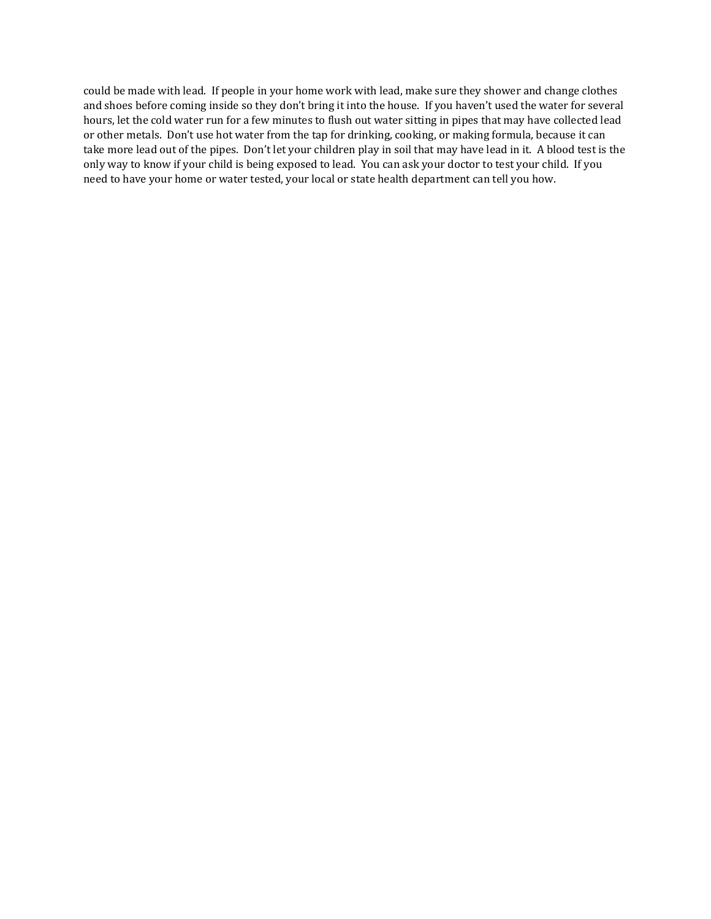could be made with lead. If people in your home work with lead, make sure they shower and change clothes and shoes before coming inside so they don't bring it into the house. If you haven't used the water for several hours, let the cold water run for a few minutes to flush out water sitting in pipes that may have collected lead or other metals. Don't use hot water from the tap for drinking, cooking, or making formula, because it can take more lead out of the pipes. Don't let your children play in soil that may have lead in it. A blood test is the only way to know if your child is being exposed to lead. You can ask your doctor to test your child. If you need to have your home or water tested, your local or state health department can tell you how.